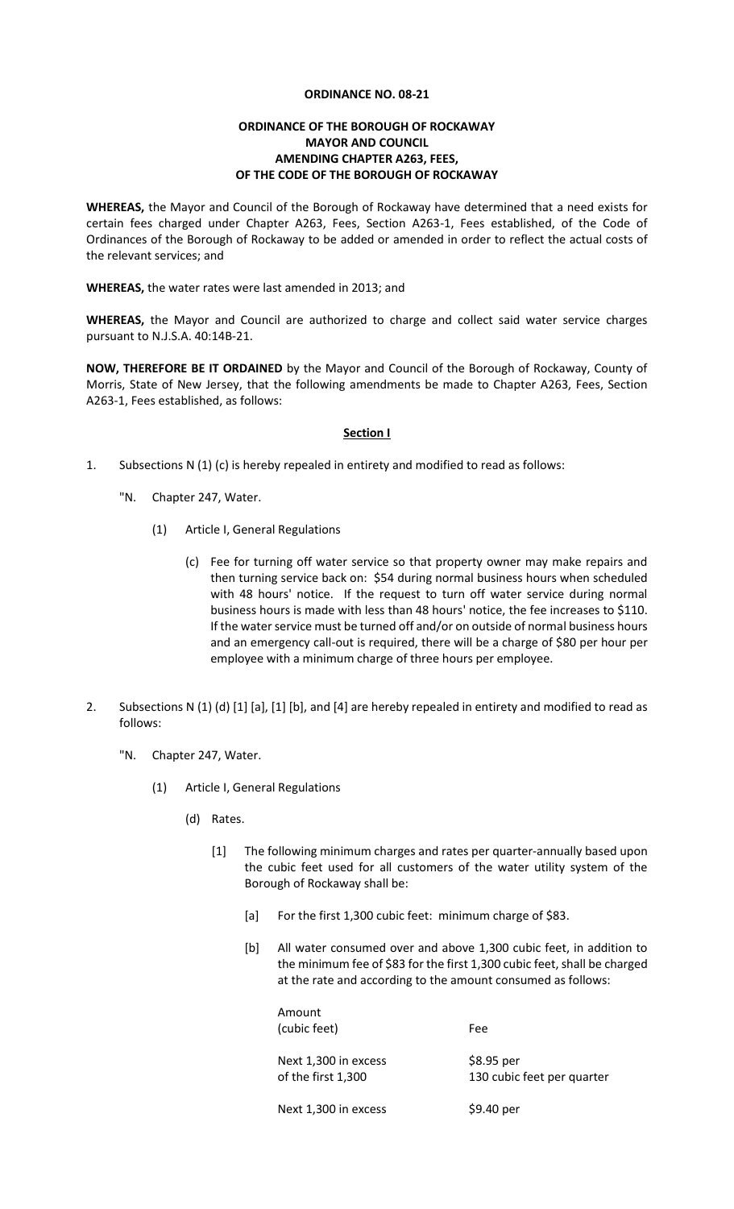**ORDINANCE NO. 08-21**

**ORDINANCE OF THE BOROUGH OF ROCKAWAY**
**MAYOR AND COUNCIL**
**AMENDING CHAPTER A263, FEES,**
**OF THE CODE OF THE BOROUGH OF ROCKAWAY**

**WHEREAS,** the Mayor and Council of the Borough of Rockaway have determined that a need exists for certain fees charged under Chapter A263, Fees, Section A263-1, Fees established, of the Code of Ordinances of the Borough of Rockaway to be added or amended in order to reflect the actual costs of the relevant services; and

**WHEREAS,** the water rates were last amended in 2013; and

**WHEREAS,** the Mayor and Council are authorized to charge and collect said water service charges pursuant to N.J.S.A. 40:14B-21.

**NOW, THEREFORE BE IT ORDAINED** by the Mayor and Council of the Borough of Rockaway, County of Morris, State of New Jersey, that the following amendments be made to Chapter A263, Fees, Section A263-1, Fees established, as follows:

**Section I**

1. Subsections N (1) (c) is hereby repealed in entirety and modified to read as follows:

   "N. Chapter 247, Water.

   (1) Article I, General Regulations

   (c) Fee for turning off water service so that property owner may make repairs and then turning service back on: $54 during normal business hours when scheduled with 48 hours' notice. If the request to turn off water service during normal business hours is made with less than 48 hours' notice, the fee increases to $110. If the water service must be turned off and/or on outside of normal business hours and an emergency call-out is required, there will be a charge of $80 per hour per employee with a minimum charge of three hours per employee.

2. Subsections N (1) (d) [1] [a], [1] [b], and [4] are hereby repealed in entirety and modified to read as follows:

   "N. Chapter 247, Water.

   (1) Article I, General Regulations

   (d) Rates.

   [1] The following minimum charges and rates per quarter-annually based upon the cubic feet used for all customers of the water utility system of the Borough of Rockaway shall be:

   [a] For the first 1,300 cubic feet: minimum charge of $83.

   [b] All water consumed over and above 1,300 cubic feet, in addition to the minimum fee of $83 for the first 1,300 cubic feet, shall be charged at the rate and according to the amount consumed as follows:

| Amount (cubic feet) | Fee |
|---|---|
| Next 1,300 in excess of the first 1,300 | $8.95 per 130 cubic feet per quarter |
| Next 1,300 in excess | $9.40 per |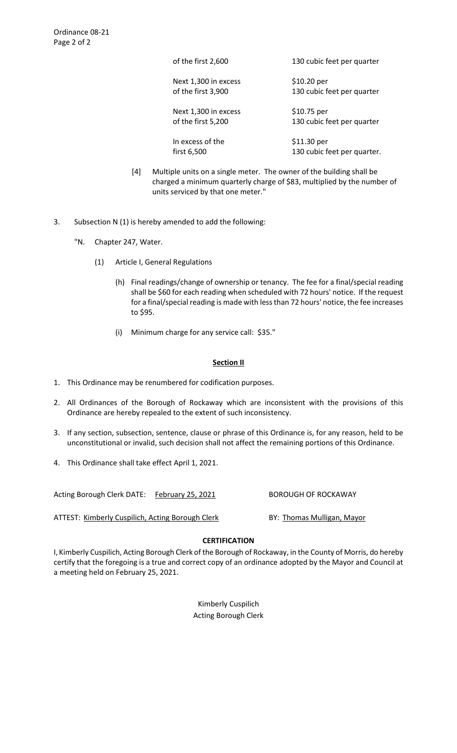| | |
|---|---|
| of the first 2,600 | 130 cubic feet per quarter |
| Next 1,300 in excess of the first 3,900 | $10.20 per 130 cubic feet per quarter |
| Next 1,300 in excess of the first 5,200 | $10.75 per 130 cubic feet per quarter |
| In excess of the first 6,500 | $11.30 per 130 cubic feet per quarter. |

[4] Multiple units on a single meter. The owner of the building shall be charged a minimum quarterly charge of $83, multiplied by the number of units serviced by that one meter."

3. Subsection N (1) is hereby amended to add the following:

"N. Chapter 247, Water.

(1) Article I, General Regulations

(h) Final readings/change of ownership or tenancy. The fee for a final/special reading shall be $60 for each reading when scheduled with 72 hours' notice. If the request for a final/special reading is made with less than 72 hours' notice, the fee increases to $95.

(i) Minimum charge for any service call: $35."

## **Section II**

1. This Ordinance may be renumbered for codification purposes.
2. All Ordinances of the Borough of Rockaway which are inconsistent with the provisions of this Ordinance are hereby repealed to the extent of such inconsistency.
3. If any section, subsection, sentence, clause or phrase of this Ordinance is, for any reason, held to be unconstitutional or invalid, such decision shall not affect the remaining portions of this Ordinance.
4. This Ordinance shall take effect April 1, 2021.

Acting Borough Clerk DATE: February 25, 2021 BOROUGH OF ROCKAWAY

ATTEST: Kimberly Cuspilich, Acting Borough Clerk BY: Thomas Mulligan, Mayor

**CERTIFICATION**

I, Kimberly Cuspilich, Acting Borough Clerk of the Borough of Rockaway, in the County of Morris, do hereby certify that the foregoing is a true and correct copy of an ordinance adopted by the Mayor and Council at a meeting held on February 25, 2021.

Kimberly Cuspilich
Acting Borough Clerk